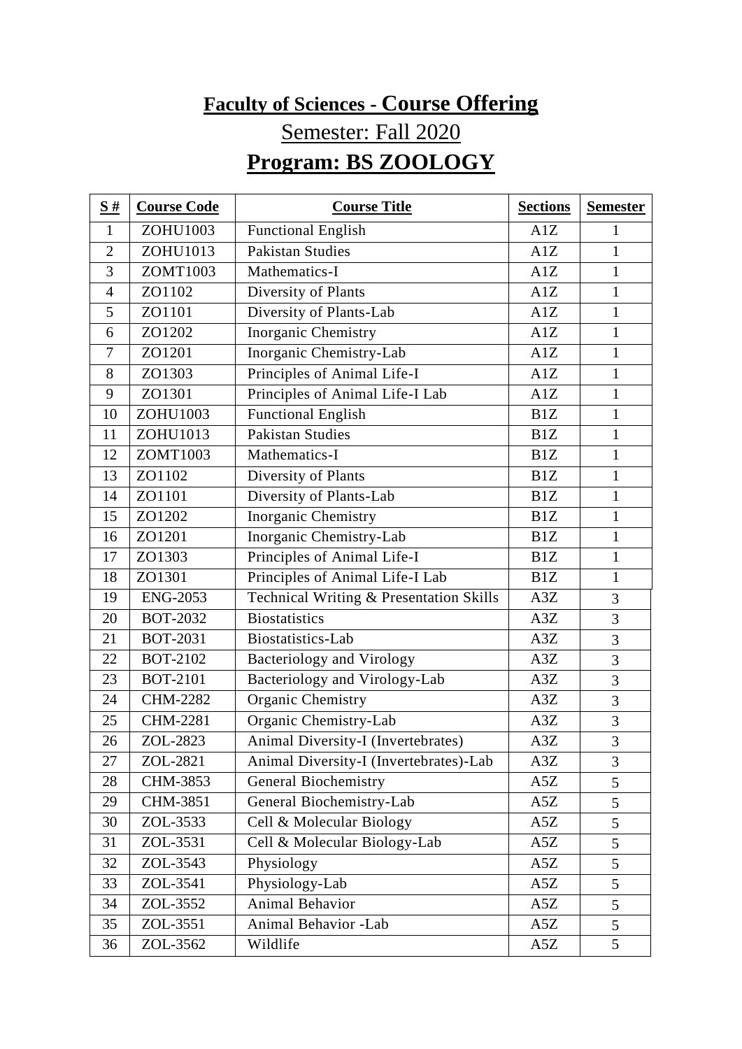# Faculty of Sciences - Course Offering

## Semester: Fall 2020

# Program: BS ZOOLOGY

| S # | Course Code | Course Title | Sections | Semester |
|---|---|---|---|---|
| 1 | ZOHU1003 | Functional English | A1Z | 1 |
| 2 | ZOHU1013 | Pakistan Studies | A1Z | 1 |
| 3 | ZOMT1003 | Mathematics-I | A1Z | 1 |
| 4 | ZO1102 | Diversity of Plants | A1Z | 1 |
| 5 | ZO1101 | Diversity of Plants-Lab | A1Z | 1 |
| 6 | ZO1202 | Inorganic Chemistry | A1Z | 1 |
| 7 | ZO1201 | Inorganic Chemistry-Lab | A1Z | 1 |
| 8 | ZO1303 | Principles of Animal Life-I | A1Z | 1 |
| 9 | ZO1301 | Principles of Animal Life-I Lab | A1Z | 1 |
| 10 | ZOHU1003 | Functional English | B1Z | 1 |
| 11 | ZOHU1013 | Pakistan Studies | B1Z | 1 |
| 12 | ZOMT1003 | Mathematics-I | B1Z | 1 |
| 13 | ZO1102 | Diversity of Plants | B1Z | 1 |
| 14 | ZO1101 | Diversity of Plants-Lab | B1Z | 1 |
| 15 | ZO1202 | Inorganic Chemistry | B1Z | 1 |
| 16 | ZO1201 | Inorganic Chemistry-Lab | B1Z | 1 |
| 17 | ZO1303 | Principles of Animal Life-I | B1Z | 1 |
| 18 | ZO1301 | Principles of Animal Life-I Lab | B1Z | 1 |
| 19 | ENG-2053 | Technical Writing & Presentation Skills | A3Z | 3 |
| 20 | BOT-2032 | Biostatistics | A3Z | 3 |
| 21 | BOT-2031 | Biostatistics-Lab | A3Z | 3 |
| 22 | BOT-2102 | Bacteriology and Virology | A3Z | 3 |
| 23 | BOT-2101 | Bacteriology and Virology-Lab | A3Z | 3 |
| 24 | CHM-2282 | Organic Chemistry | A3Z | 3 |
| 25 | CHM-2281 | Organic Chemistry-Lab | A3Z | 3 |
| 26 | ZOL-2823 | Animal Diversity-I (Invertebrates) | A3Z | 3 |
| 27 | ZOL-2821 | Animal Diversity-I (Invertebrates)-Lab | A3Z | 3 |
| 28 | CHM-3853 | General Biochemistry | A5Z | 5 |
| 29 | CHM-3851 | General Biochemistry-Lab | A5Z | 5 |
| 30 | ZOL-3533 | Cell & Molecular Biology | A5Z | 5 |
| 31 | ZOL-3531 | Cell & Molecular Biology-Lab | A5Z | 5 |
| 32 | ZOL-3543 | Physiology | A5Z | 5 |
| 33 | ZOL-3541 | Physiology-Lab | A5Z | 5 |
| 34 | ZOL-3552 | Animal Behavior | A5Z | 5 |
| 35 | ZOL-3551 | Animal Behavior -Lab | A5Z | 5 |
| 36 | ZOL-3562 | Wildlife | A5Z | 5 |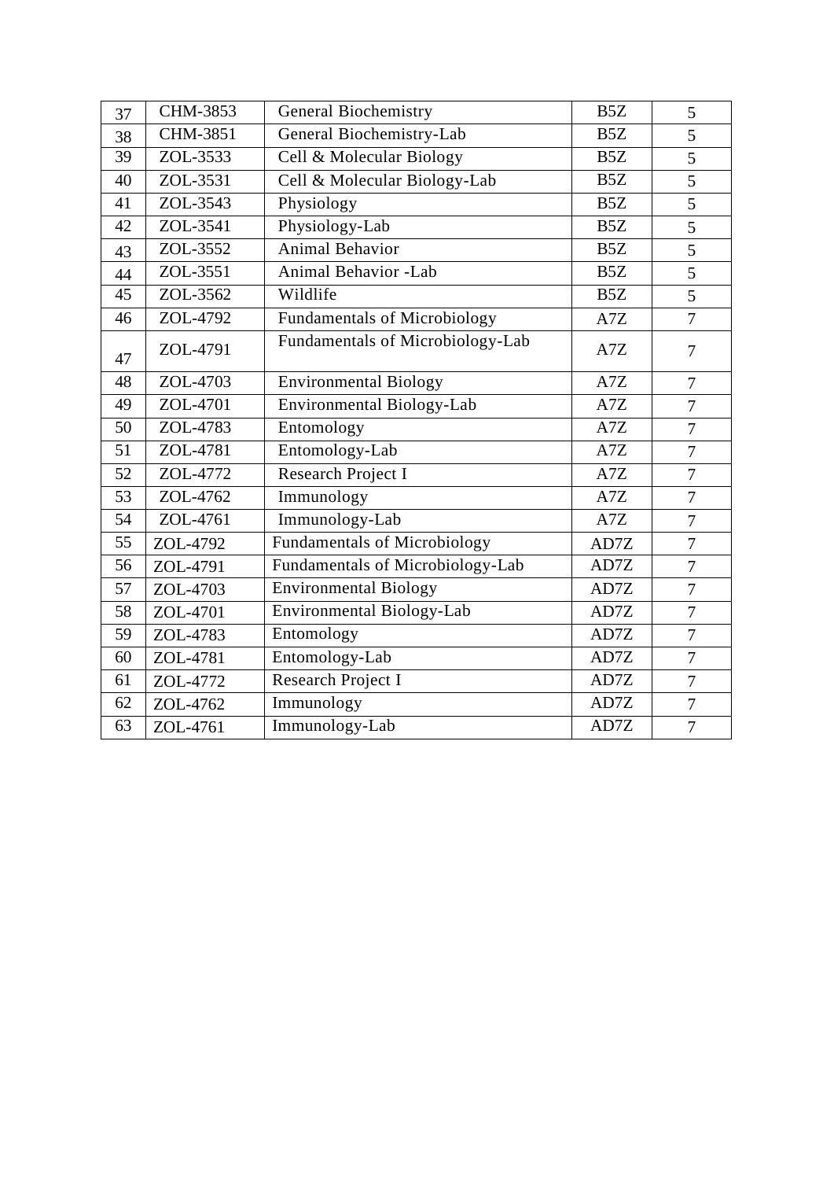| | | | | |
|---|---|---|---|---|
| 37 | CHM-3853 | General Biochemistry | B5Z | 5 |
| 38 | CHM-3851 | General Biochemistry-Lab | B5Z | 5 |
| 39 | ZOL-3533 | Cell & Molecular Biology | B5Z | 5 |
| 40 | ZOL-3531 | Cell & Molecular Biology-Lab | B5Z | 5 |
| 41 | ZOL-3543 | Physiology | B5Z | 5 |
| 42 | ZOL-3541 | Physiology-Lab | B5Z | 5 |
| 43 | ZOL-3552 | Animal Behavior | B5Z | 5 |
| 44 | ZOL-3551 | Animal Behavior -Lab | B5Z | 5 |
| 45 | ZOL-3562 | Wildlife | B5Z | 5 |
| 46 | ZOL-4792 | Fundamentals of Microbiology | A7Z | 7 |
| 47 | ZOL-4791 | Fundamentals of Microbiology-Lab | A7Z | 7 |
| 48 | ZOL-4703 | Environmental Biology | A7Z | 7 |
| 49 | ZOL-4701 | Environmental Biology-Lab | A7Z | 7 |
| 50 | ZOL-4783 | Entomology | A7Z | 7 |
| 51 | ZOL-4781 | Entomology-Lab | A7Z | 7 |
| 52 | ZOL-4772 | Research Project I | A7Z | 7 |
| 53 | ZOL-4762 | Immunology | A7Z | 7 |
| 54 | ZOL-4761 | Immunology-Lab | A7Z | 7 |
| 55 | ZOL-4792 | Fundamentals of Microbiology | AD7Z | 7 |
| 56 | ZOL-4791 | Fundamentals of Microbiology-Lab | AD7Z | 7 |
| 57 | ZOL-4703 | Environmental Biology | AD7Z | 7 |
| 58 | ZOL-4701 | Environmental Biology-Lab | AD7Z | 7 |
| 59 | ZOL-4783 | Entomology | AD7Z | 7 |
| 60 | ZOL-4781 | Entomology-Lab | AD7Z | 7 |
| 61 | ZOL-4772 | Research Project I | AD7Z | 7 |
| 62 | ZOL-4762 | Immunology | AD7Z | 7 |
| 63 | ZOL-4761 | Immunology-Lab | AD7Z | 7 |